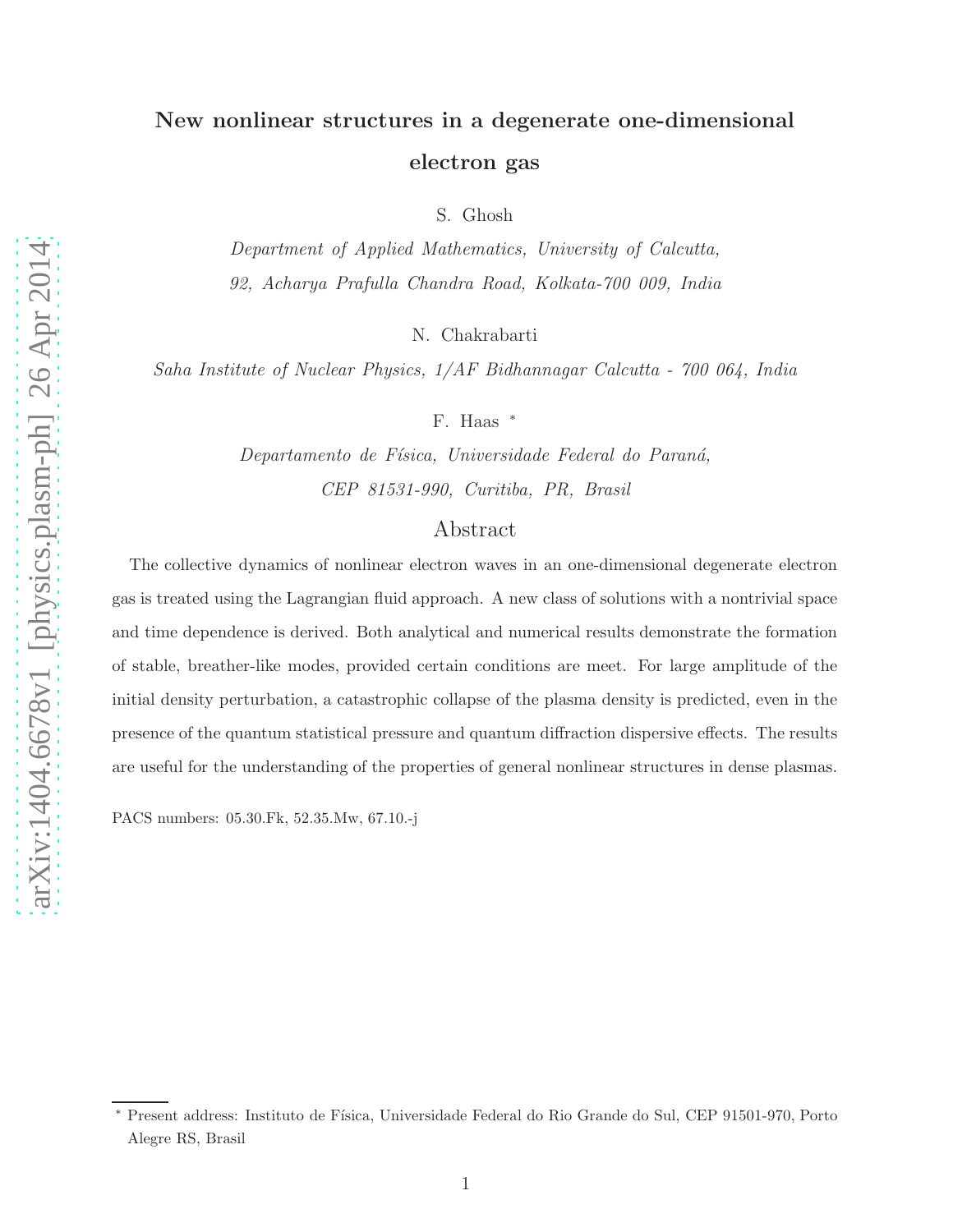# New nonlinear structures in a degenerate one-dimensional electron gas

S. Ghosh

*Department of Applied Mathematics, University of Calcutta,*
*92, Acharya Prafulla Chandra Road, Kolkata-700 009, India*

N. Chakrabarti

*Saha Institute of Nuclear Physics, 1/AF Bidhannagar Calcutta - 700 064, India*

F. Haas [*]

*Departamento de Física, Universidade Federal do Paraná,*
*CEP 81531-990, Curitiba, PR, Brasil*

## Abstract

The collective dynamics of nonlinear electron waves in an one-dimensional degenerate electron gas is treated using the Lagrangian fluid approach. A new class of solutions with a nontrivial space and time dependence is derived. Both analytical and numerical results demonstrate the formation of stable, breather-like modes, provided certain conditions are meet. For large amplitude of the initial density perturbation, a catastrophic collapse of the plasma density is predicted, even in the presence of the quantum statistical pressure and quantum diffraction dispersive effects. The results are useful for the understanding of the properties of general nonlinear structures in dense plasmas.

PACS numbers: 05.30.Fk, 52.35.Mw, 67.10.-j

[*] Present address: Instituto de Física, Universidade Federal do Rio Grande do Sul, CEP 91501-970, Porto Alegre RS, Brasil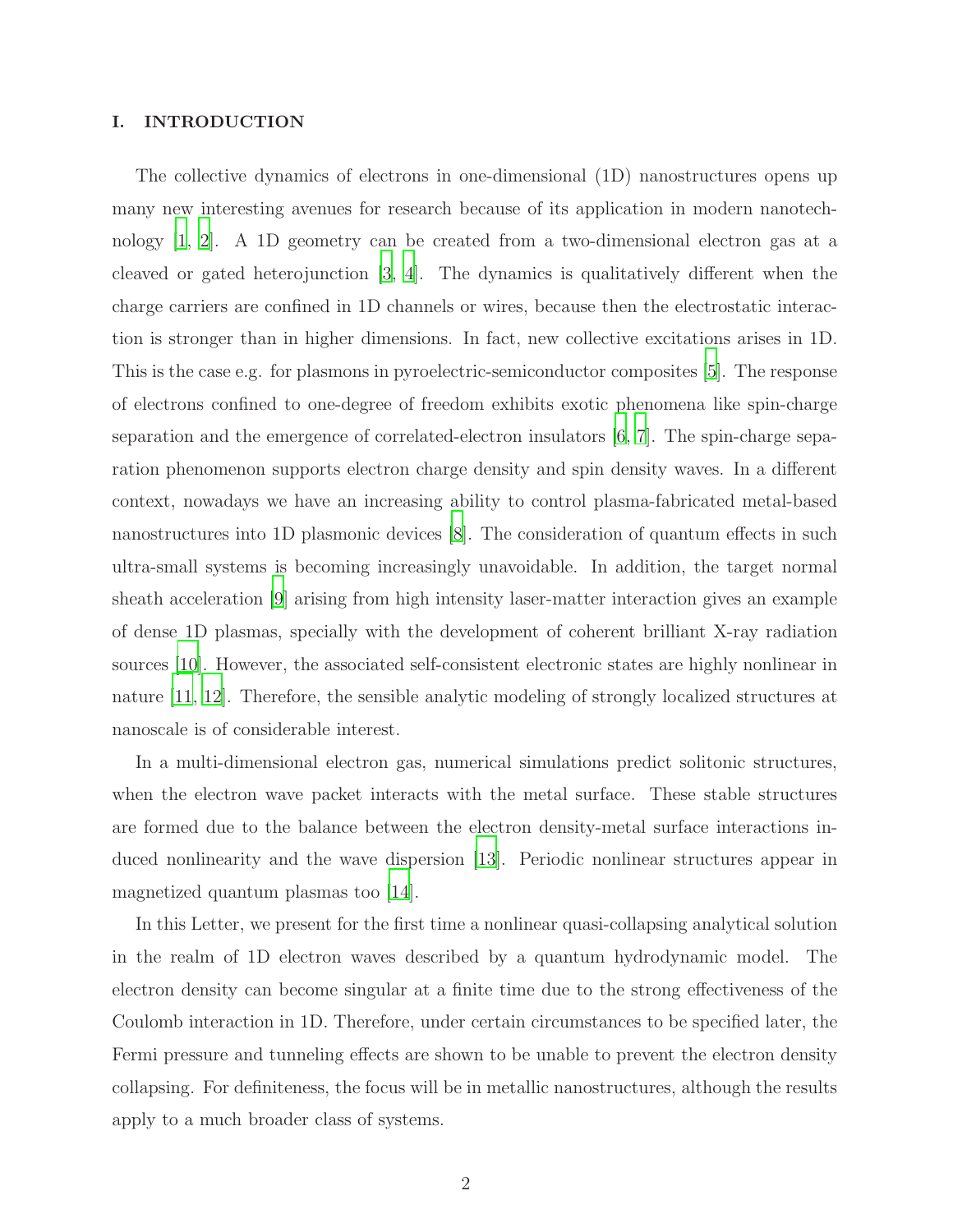## I. INTRODUCTION

The collective dynamics of electrons in one-dimensional (1D) nanostructures opens up many new interesting avenues for research because of its application in modern nanotechnology [1, 2]. A 1D geometry can be created from a two-dimensional electron gas at a cleaved or gated heterojunction [3, 4]. The dynamics is qualitatively different when the charge carriers are confined in 1D channels or wires, because then the electrostatic interaction is stronger than in higher dimensions. In fact, new collective excitations arises in 1D. This is the case e.g. for plasmons in pyroelectric-semiconductor composites [5]. The response of electrons confined to one-degree of freedom exhibits exotic phenomena like spin-charge separation and the emergence of correlated-electron insulators [6, 7]. The spin-charge separation phenomenon supports electron charge density and spin density waves. In a different context, nowadays we have an increasing ability to control plasma-fabricated metal-based nanostructures into 1D plasmonic devices [8]. The consideration of quantum effects in such ultra-small systems is becoming increasingly unavoidable. In addition, the target normal sheath acceleration [9] arising from high intensity laser-matter interaction gives an example of dense 1D plasmas, specially with the development of coherent brilliant X-ray radiation sources [10]. However, the associated self-consistent electronic states are highly nonlinear in nature [11, 12]. Therefore, the sensible analytic modeling of strongly localized structures at nanoscale is of considerable interest.

In a multi-dimensional electron gas, numerical simulations predict solitonic structures, when the electron wave packet interacts with the metal surface. These stable structures are formed due to the balance between the electron density-metal surface interactions induced nonlinearity and the wave dispersion [13]. Periodic nonlinear structures appear in magnetized quantum plasmas too [14].

In this Letter, we present for the first time a nonlinear quasi-collapsing analytical solution in the realm of 1D electron waves described by a quantum hydrodynamic model. The electron density can become singular at a finite time due to the strong effectiveness of the Coulomb interaction in 1D. Therefore, under certain circumstances to be specified later, the Fermi pressure and tunneling effects are shown to be unable to prevent the electron density collapsing. For definiteness, the focus will be in metallic nanostructures, although the results apply to a much broader class of systems.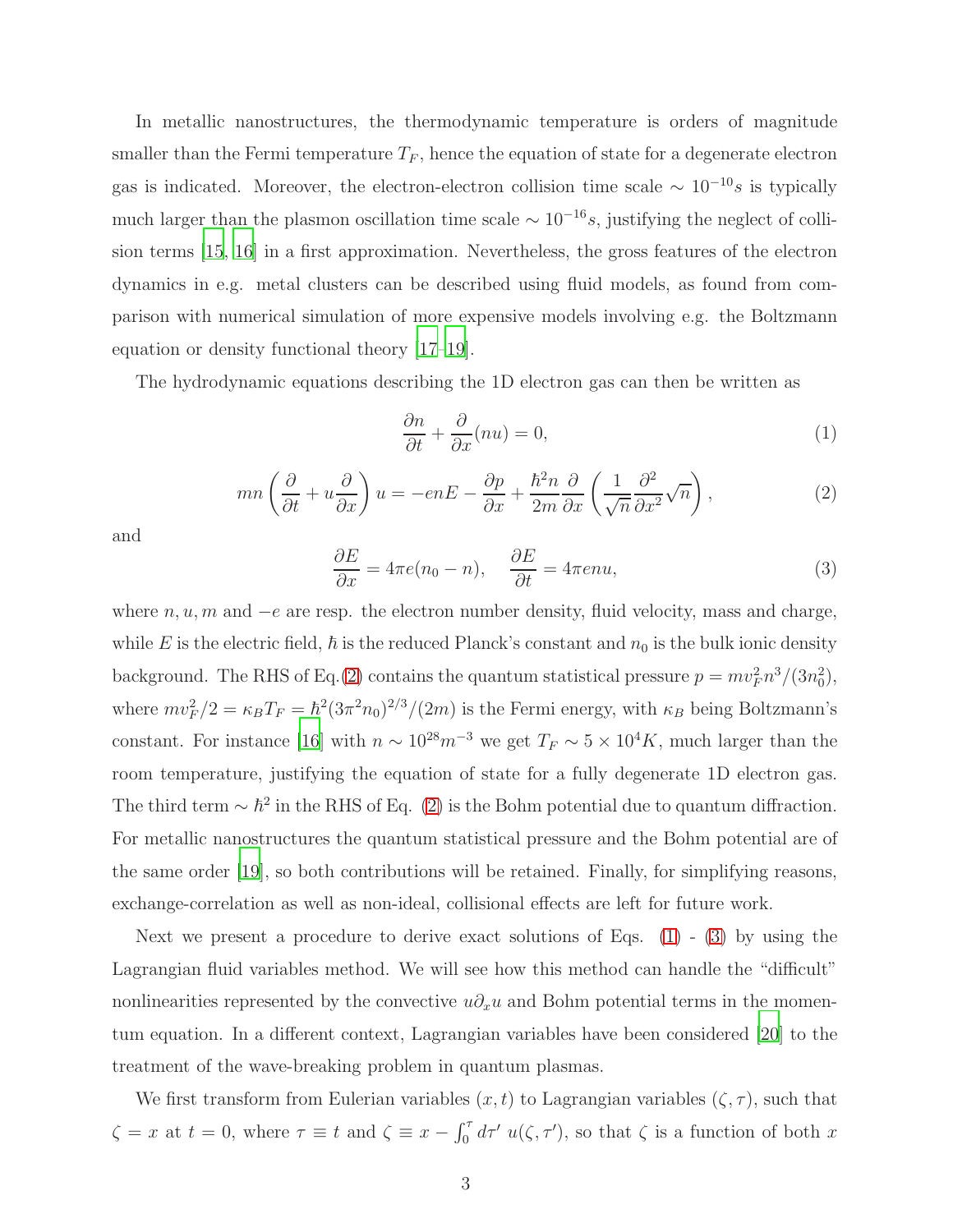In metallic nanostructures, the thermodynamic temperature is orders of magnitude smaller than the Fermi temperature $T_F$, hence the equation of state for a degenerate electron gas is indicated. Moreover, the electron-electron collision time scale $\sim 10^{-10}s$ is typically much larger than the plasmon oscillation time scale $\sim 10^{-16}s$, justifying the neglect of collision terms [15, 16] in a first approximation. Nevertheless, the gross features of the electron dynamics in e.g. metal clusters can be described using fluid models, as found from comparison with numerical simulation of more expensive models involving e.g. the Boltzmann equation or density functional theory [17–19].

The hydrodynamic equations describing the 1D electron gas can then be written as

$$\frac{\partial n}{\partial t} + \frac{\partial}{\partial x}(nu) = 0, \tag{1}$$

$$mn\left(\frac{\partial}{\partial t} + u\frac{\partial}{\partial x}\right)u = -enE - \frac{\partial p}{\partial x} + \frac{\hbar^2 n}{2m}\frac{\partial}{\partial x}\left(\frac{1}{\sqrt{n}}\frac{\partial^2}{\partial x^2}\sqrt{n}\right), \tag{2}$$

and

$$\frac{\partial E}{\partial x} = 4\pi e(n_0 - n), \quad \frac{\partial E}{\partial t} = 4\pi enu, \tag{3}$$

where $n, u, m$ and $-e$ are resp. the electron number density, fluid velocity, mass and charge, while $E$ is the electric field, $\hbar$ is the reduced Planck's constant and $n_0$ is the bulk ionic density background. The RHS of Eq.(2) contains the quantum statistical pressure $p = mv_F^2 n^3/(3n_0^2)$, where $mv_F^2/2 = \kappa_B T_F = \hbar^2(3\pi^2 n_0)^{2/3}/(2m)$ is the Fermi energy, with $\kappa_B$ being Boltzmann's constant. For instance [16] with $n \sim 10^{28} m^{-3}$ we get $T_F \sim 5 \times 10^4 K$, much larger than the room temperature, justifying the equation of state for a fully degenerate 1D electron gas. The third term $\sim \hbar^2$ in the RHS of Eq. (2) is the Bohm potential due to quantum diffraction. For metallic nanostructures the quantum statistical pressure and the Bohm potential are of the same order [19], so both contributions will be retained. Finally, for simplifying reasons, exchange-correlation as well as non-ideal, collisional effects are left for future work.

Next we present a procedure to derive exact solutions of Eqs. (1) - (3) by using the Lagrangian fluid variables method. We will see how this method can handle the "difficult" nonlinearities represented by the convective $u\partial_x u$ and Bohm potential terms in the momentum equation. In a different context, Lagrangian variables have been considered [20] to the treatment of the wave-breaking problem in quantum plasmas.

We first transform from Eulerian variables $(x, t)$ to Lagrangian variables $(\zeta, \tau)$, such that $\zeta = x$ at $t = 0$, where $\tau \equiv t$ and $\zeta \equiv x - \int_0^\tau d\tau' \, u(\zeta, \tau')$, so that $\zeta$ is a function of both $x$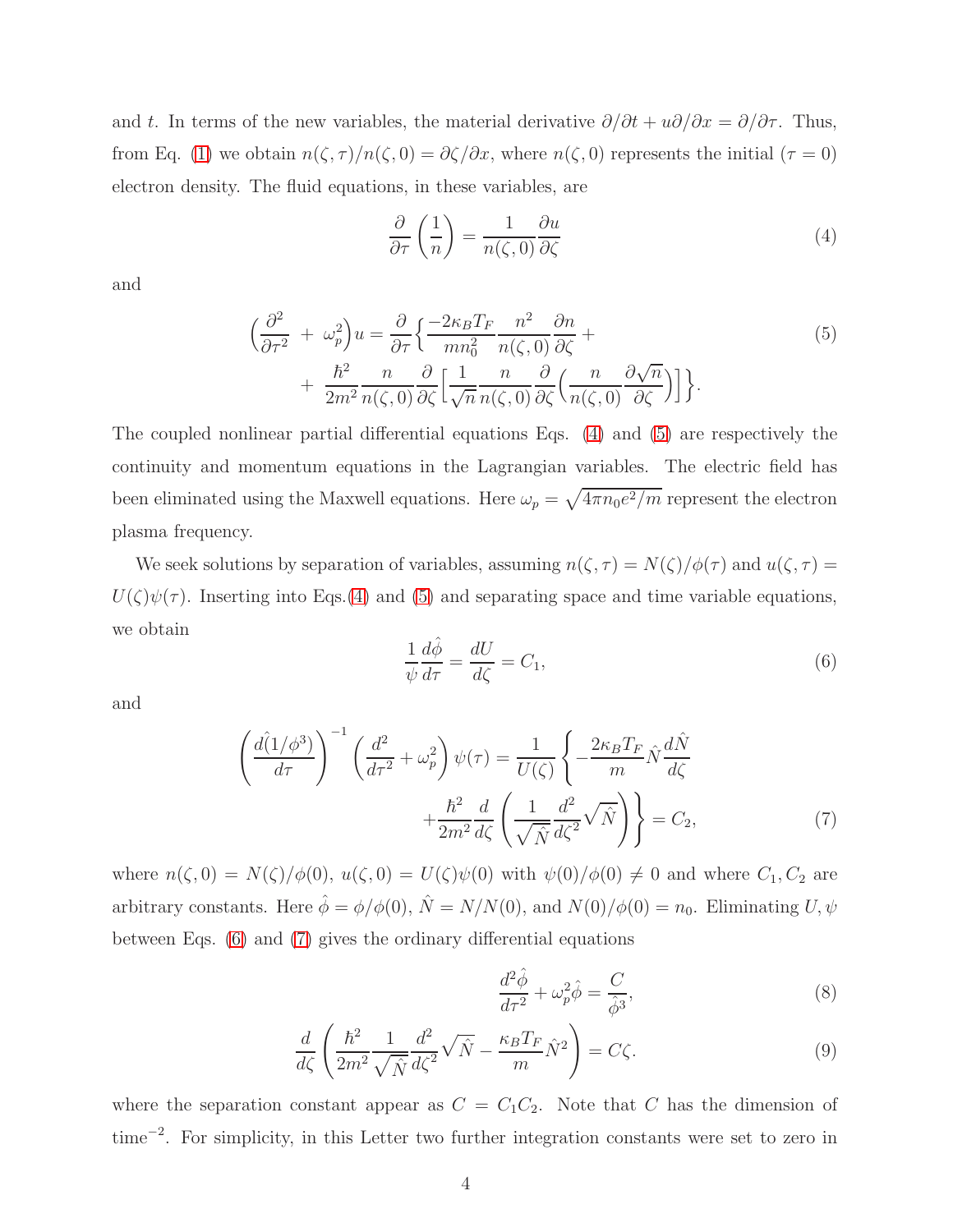and $t$. In terms of the new variables, the material derivative $\partial/\partial t + u\partial/\partial x = \partial/\partial\tau$. Thus, from Eq. (1) we obtain $n(\zeta,\tau)/n(\zeta,0) = \partial\zeta/\partial x$, where $n(\zeta,0)$ represents the initial ($\tau = 0$) electron density. The fluid equations, in these variables, are

$$\frac{\partial}{\partial\tau}\left(\frac{1}{n}\right) = \frac{1}{n(\zeta,0)}\frac{\partial u}{\partial\zeta} \tag{4}$$

and

$$\begin{aligned}\Big(\frac{\partial^2}{\partial\tau^2} \;+\; \omega_p^2\Big)u = \frac{\partial}{\partial\tau}\Big\{&\frac{-2\kappa_B T_F}{m n_0^2}\frac{n^2}{n(\zeta,0)}\frac{\partial n}{\partial\zeta} + \\ &+\; \frac{\hbar^2}{2m^2}\frac{n}{n(\zeta,0)}\frac{\partial}{\partial\zeta}\Big[\frac{1}{\sqrt{n}}\frac{n}{n(\zeta,0)}\frac{\partial}{\partial\zeta}\Big(\frac{n}{n(\zeta,0)}\frac{\partial\sqrt{n}}{\partial\zeta}\Big)\Big]\Big\}.\end{aligned} \tag{5}$$

The coupled nonlinear partial differential equations Eqs. (4) and (5) are respectively the continuity and momentum equations in the Lagrangian variables. The electric field has been eliminated using the Maxwell equations. Here $\omega_p = \sqrt{4\pi n_0 e^2/m}$ represent the electron plasma frequency.

We seek solutions by separation of variables, assuming $n(\zeta,\tau) = N(\zeta)/\phi(\tau)$ and $u(\zeta,\tau) = U(\zeta)\psi(\tau)$. Inserting into Eqs.(4) and (5) and separating space and time variable equations, we obtain

$$\frac{1}{\psi}\frac{d\hat{\phi}}{d\tau} = \frac{dU}{d\zeta} = C_1, \tag{6}$$

and

$$\begin{aligned}\left(\frac{d(1/\hat{\phi}^3)}{d\tau}\right)^{-1}\left(\frac{d^2}{d\tau^2} + \omega_p^2\right)\psi(\tau) = \frac{1}{U(\zeta)}&\left\{-\frac{2\kappa_B T_F}{m}\hat{N}\frac{d\hat{N}}{d\zeta}\right. \\ &\left.+\frac{\hbar^2}{2m^2}\frac{d}{d\zeta}\left(\frac{1}{\sqrt{\hat{N}}}\frac{d^2}{d\zeta^2}\sqrt{\hat{N}}\right)\right\} = C_2,\end{aligned} \tag{7}$$

where $n(\zeta,0) = N(\zeta)/\phi(0)$, $u(\zeta,0) = U(\zeta)\psi(0)$ with $\psi(0)/\phi(0) \neq 0$ and where $C_1, C_2$ are arbitrary constants. Here $\hat{\phi} = \phi/\phi(0)$, $\hat{N} = N/N(0)$, and $N(0)/\phi(0) = n_0$. Eliminating $U, \psi$ between Eqs. (6) and (7) gives the ordinary differential equations

$$\frac{d^2\hat{\phi}}{d\tau^2} + \omega_p^2\hat{\phi} = \frac{C}{\hat{\phi}^3}, \tag{8}$$

$$\frac{d}{d\zeta}\left(\frac{\hbar^2}{2m^2}\frac{1}{\sqrt{\hat{N}}}\frac{d^2}{d\zeta^2}\sqrt{\hat{N}} - \frac{\kappa_B T_F}{m}\hat{N}^2\right) = C\zeta. \tag{9}$$

where the separation constant appear as $C = C_1 C_2$. Note that $C$ has the dimension of time$^{-2}$. For simplicity, in this Letter two further integration constants were set to zero in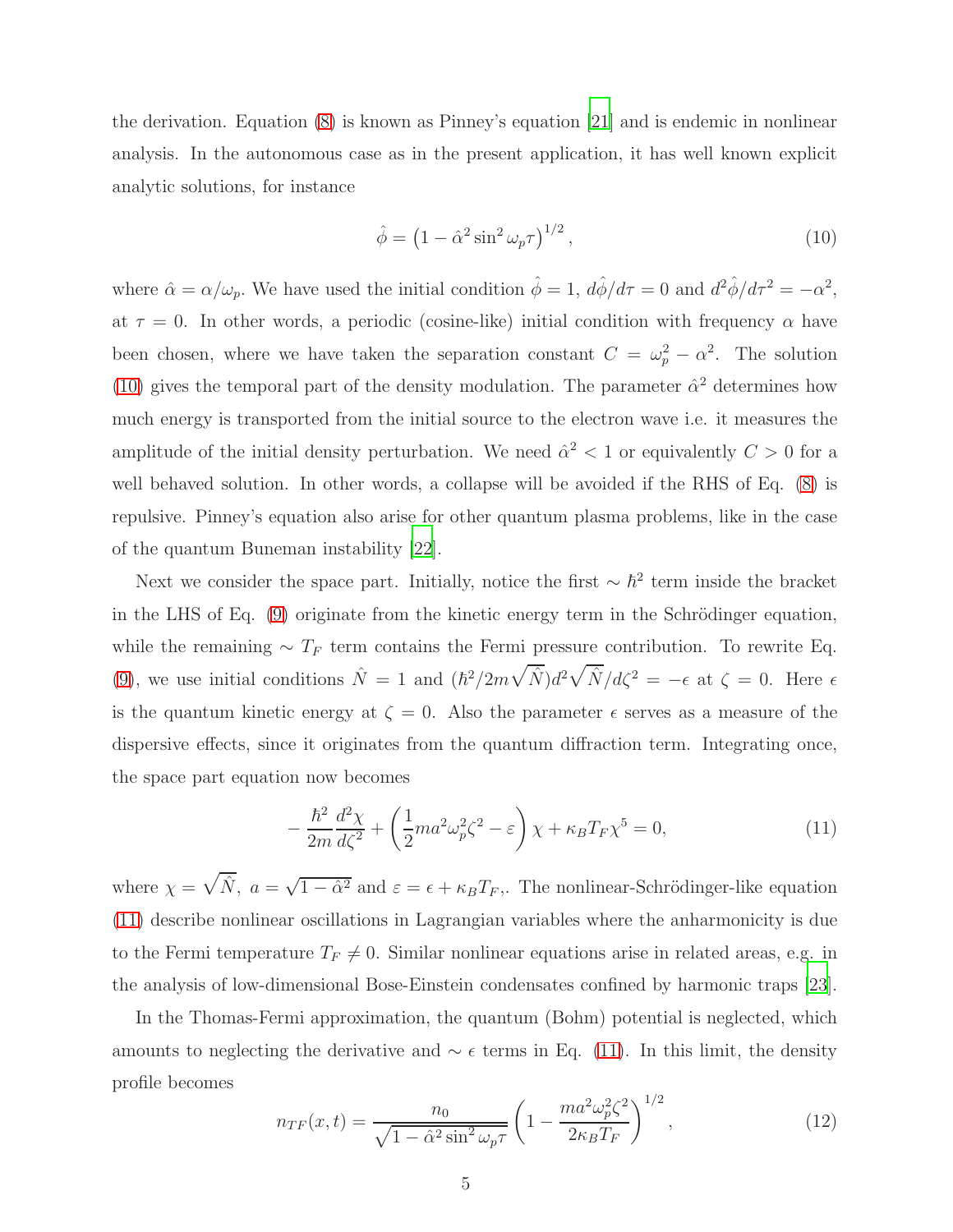the derivation. Equation (8) is known as Pinney's equation [21] and is endemic in nonlinear analysis. In the autonomous case as in the present application, it has well known explicit analytic solutions, for instance

$$\hat{\phi} = \left(1 - \hat{\alpha}^2 \sin^2 \omega_p \tau\right)^{1/2}, \tag{10}$$

where $\hat{\alpha} = \alpha/\omega_p$. We have used the initial condition $\hat{\phi} = 1$, $d\hat{\phi}/d\tau = 0$ and $d^2\hat{\phi}/d\tau^2 = -\alpha^2$, at $\tau = 0$. In other words, a periodic (cosine-like) initial condition with frequency $\alpha$ have been chosen, where we have taken the separation constant $C = \omega_p^2 - \alpha^2$. The solution (10) gives the temporal part of the density modulation. The parameter $\hat{\alpha}^2$ determines how much energy is transported from the initial source to the electron wave i.e. it measures the amplitude of the initial density perturbation. We need $\hat{\alpha}^2 < 1$ or equivalently $C > 0$ for a well behaved solution. In other words, a collapse will be avoided if the RHS of Eq. (8) is repulsive. Pinney's equation also arise for other quantum plasma problems, like in the case of the quantum Buneman instability [22].

Next we consider the space part. Initially, notice the first $\sim \hbar^2$ term inside the bracket in the LHS of Eq. (9) originate from the kinetic energy term in the Schrödinger equation, while the remaining $\sim T_F$ term contains the Fermi pressure contribution. To rewrite Eq. (9), we use initial conditions $\hat{N} = 1$ and $(\hbar^2/2m\sqrt{\hat{N}})d^2\sqrt{\hat{N}}/d\zeta^2 = -\epsilon$ at $\zeta = 0$. Here $\epsilon$ is the quantum kinetic energy at $\zeta = 0$. Also the parameter $\epsilon$ serves as a measure of the dispersive effects, since it originates from the quantum diffraction term. Integrating once, the space part equation now becomes

$$-\frac{\hbar^2}{2m}\frac{d^2\chi}{d\zeta^2} + \left(\frac{1}{2}ma^2\omega_p^2\zeta^2 - \varepsilon\right)\chi + \kappa_B T_F \chi^5 = 0, \tag{11}$$

where $\chi = \sqrt{\hat{N}}$, $a = \sqrt{1-\hat{\alpha}^2}$ and $\varepsilon = \epsilon + \kappa_B T_F$,. The nonlinear-Schrödinger-like equation (11) describe nonlinear oscillations in Lagrangian variables where the anharmonicity is due to the Fermi temperature $T_F \neq 0$. Similar nonlinear equations arise in related areas, e.g. in the analysis of low-dimensional Bose-Einstein condensates confined by harmonic traps [23].

In the Thomas-Fermi approximation, the quantum (Bohm) potential is neglected, which amounts to neglecting the derivative and $\sim \epsilon$ terms in Eq. (11). In this limit, the density profile becomes

$$n_{TF}(x,t) = \frac{n_0}{\sqrt{1 - \hat{\alpha}^2 \sin^2 \omega_p \tau}} \left(1 - \frac{ma^2\omega_p^2\zeta^2}{2\kappa_B T_F}\right)^{1/2}, \tag{12}$$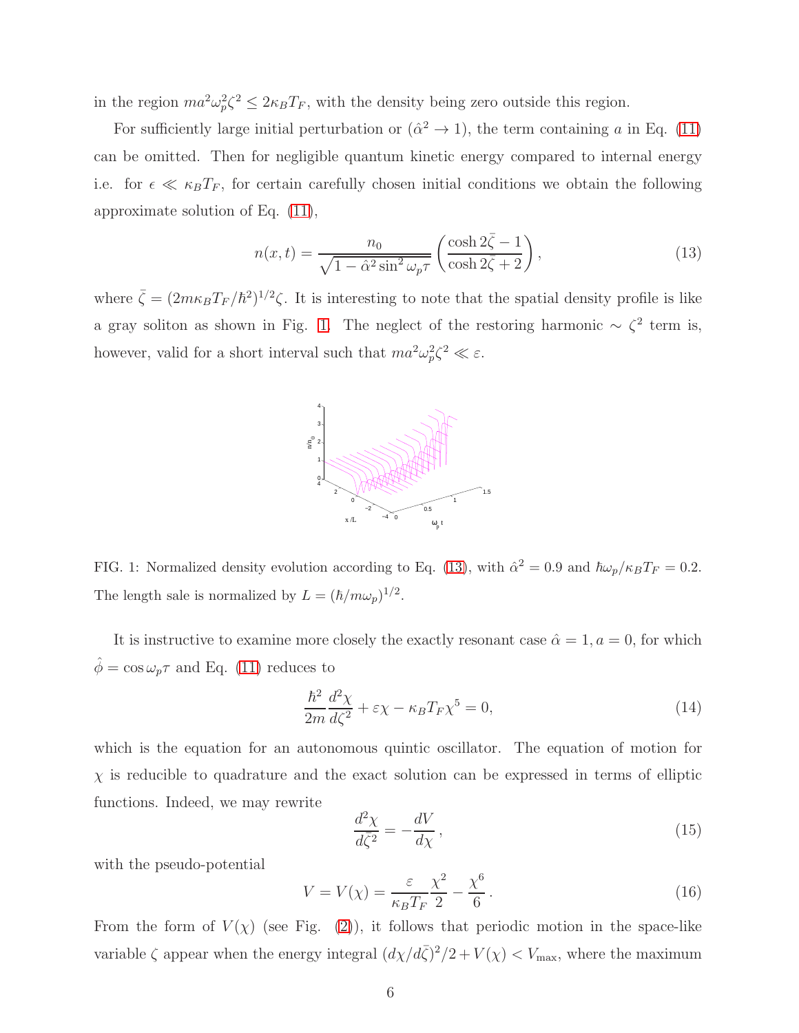in the region $ma^2\omega_p^2\zeta^2 \leq 2\kappa_B T_F$, with the density being zero outside this region.

For sufficiently large initial perturbation or ($\hat{\alpha}^2 \to 1$), the term containing $a$ in Eq. (11) can be omitted. Then for negligible quantum kinetic energy compared to internal energy i.e. for $\epsilon \ll \kappa_B T_F$, for certain carefully chosen initial conditions we obtain the following approximate solution of Eq. (11),

$$n(x,t) = \frac{n_0}{\sqrt{1-\hat{\alpha}^2 \sin^2 \omega_p \tau}} \left( \frac{\cosh 2\bar{\zeta} - 1}{\cosh 2\bar{\zeta} + 2} \right), \tag{13}$$

where $\bar{\zeta} = (2m\kappa_B T_F/\hbar^2)^{1/2}\zeta$. It is interesting to note that the spatial density profile is like a gray soliton as shown in Fig. 1. The neglect of the restoring harmonic $\sim \zeta^2$ term is, however, valid for a short interval such that $ma^2\omega_p^2\zeta^2 \ll \varepsilon$.

FIG. 1: Normalized density evolution according to Eq. (13), with $\hat{\alpha}^2 = 0.9$ and $\hbar\omega_p/\kappa_B T_F = 0.2$. The length sale is normalized by $L = (\hbar/m\omega_p)^{1/2}$.

It is instructive to examine more closely the exactly resonant case $\hat{\alpha} = 1, a = 0$, for which $\hat{\phi} = \cos \omega_p \tau$ and Eq. (11) reduces to

$$\frac{\hbar^2}{2m}\frac{d^2\chi}{d\zeta^2} + \varepsilon\chi - \kappa_B T_F \chi^5 = 0, \tag{14}$$

which is the equation for an autonomous quintic oscillator. The equation of motion for $\chi$ is reducible to quadrature and the exact solution can be expressed in terms of elliptic functions. Indeed, we may rewrite

$$\frac{d^2\chi}{d\bar{\zeta}^2} = -\frac{dV}{d\chi}, \tag{15}$$

with the pseudo-potential

$$V = V(\chi) = \frac{\varepsilon}{\kappa_B T_F}\frac{\chi^2}{2} - \frac{\chi^6}{6}. \tag{16}$$

From the form of $V(\chi)$ (see Fig. (2)), it follows that periodic motion in the space-like variable $\zeta$ appear when the energy integral $(d\chi/d\bar{\zeta})^2/2 + V(\chi) < V_{\max}$, where the maximum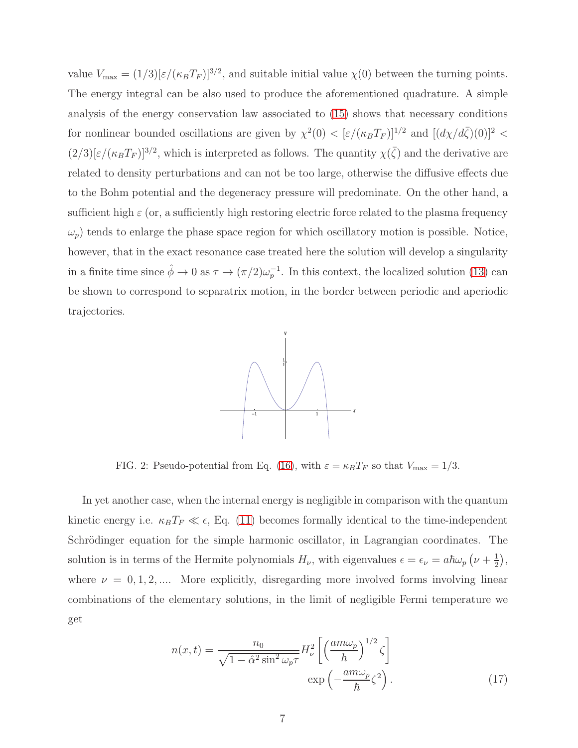value $V_{\max} = (1/3)[\varepsilon/(\kappa_B T_F)]^{3/2}$, and suitable initial value $\chi(0)$ between the turning points. The energy integral can be also used to produce the aforementioned quadrature. A simple analysis of the energy conservation law associated to (15) shows that necessary conditions for nonlinear bounded oscillations are given by $\chi^2(0) < [\varepsilon/(\kappa_B T_F)]^{1/2}$ and $[(d\chi/d\bar{\zeta})(0)]^2 < (2/3)[\varepsilon/(\kappa_B T_F)]^{3/2}$, which is interpreted as follows. The quantity $\chi(\bar{\zeta})$ and the derivative are related to density perturbations and can not be too large, otherwise the diffusive effects due to the Bohm potential and the degeneracy pressure will predominate. On the other hand, a sufficient high $\varepsilon$ (or, a sufficiently high restoring electric force related to the plasma frequency $\omega_p$) tends to enlarge the phase space region for which oscillatory motion is possible. Notice, however, that in the exact resonance case treated here the solution will develop a singularity in a finite time since $\hat{\phi} \to 0$ as $\tau \to (\pi/2)\omega_p^{-1}$. In this context, the localized solution (13) can be shown to correspond to separatrix motion, in the border between periodic and aperiodic trajectories.

FIG. 2: Pseudo-potential from Eq. (16), with $\varepsilon = \kappa_B T_F$ so that $V_{\max} = 1/3$.

In yet another case, when the internal energy is negligible in comparison with the quantum kinetic energy i.e. $\kappa_B T_F \ll \epsilon$, Eq. (11) becomes formally identical to the time-independent Schrödinger equation for the simple harmonic oscillator, in Lagrangian coordinates. The solution is in terms of the Hermite polynomials $H_\nu$, with eigenvalues $\epsilon = \epsilon_\nu = a\hbar\omega_p\left(\nu + \frac{1}{2}\right)$, where $\nu = 0, 1, 2, ....$ More explicitly, disregarding more involved forms involving linear combinations of the elementary solutions, in the limit of negligible Fermi temperature we get

$$
n(x,t) = \frac{n_0}{\sqrt{1 - \hat{\alpha}^2 \sin^2 \omega_p \tau}} H_\nu^2\left[\left(\frac{am\omega_p}{\hbar}\right)^{1/2} \zeta\right] \exp\left(-\frac{am\omega_p}{\hbar}\zeta^2\right). \tag{17}
$$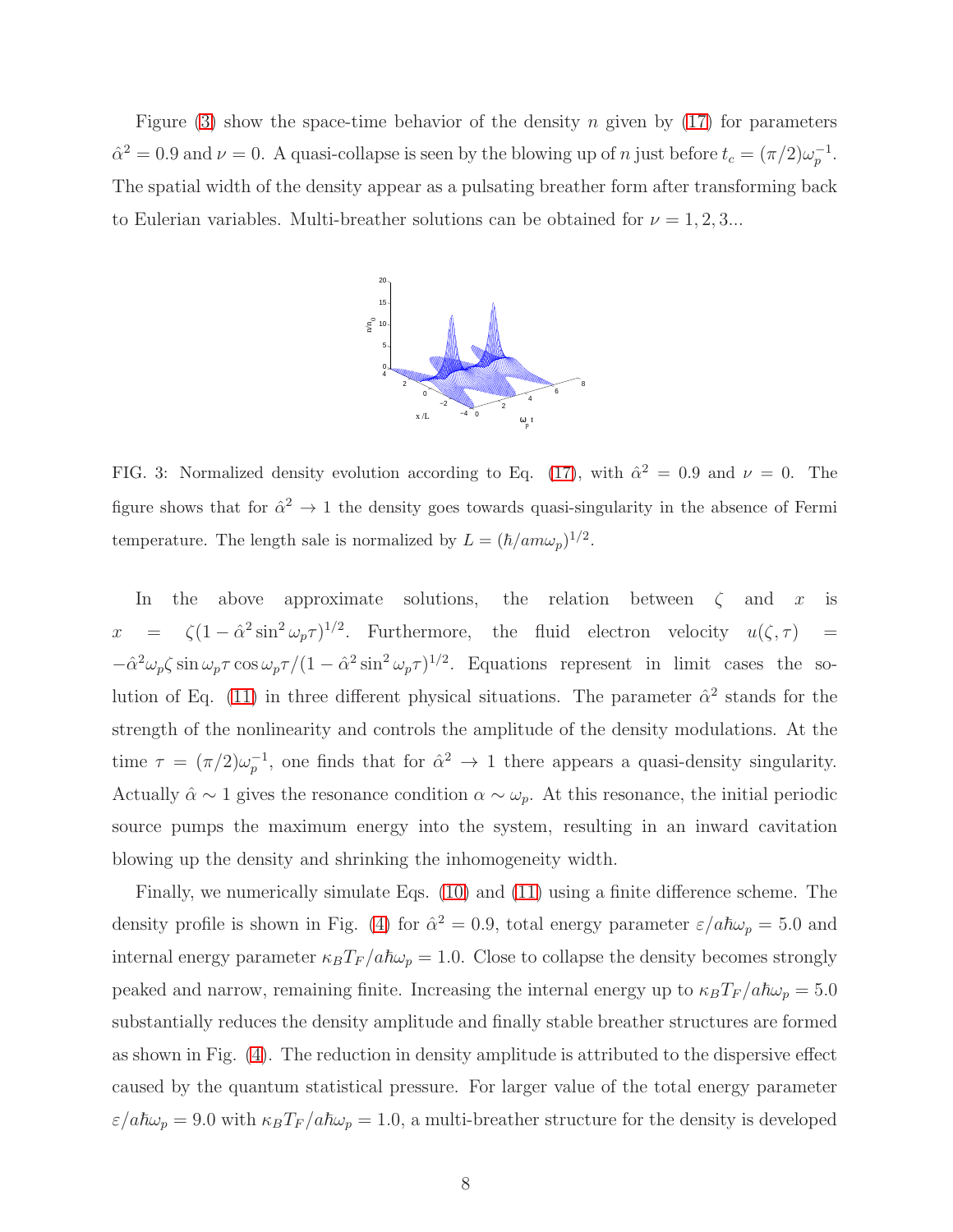Figure (3) show the space-time behavior of the density $n$ given by (17) for parameters $\hat{\alpha}^2 = 0.9$ and $\nu = 0$. A quasi-collapse is seen by the blowing up of $n$ just before $t_c = (\pi/2)\omega_p^{-1}$. The spatial width of the density appear as a pulsating breather form after transforming back to Eulerian variables. Multi-breather solutions can be obtained for $\nu = 1, 2, 3...$

FIG. 3: Normalized density evolution according to Eq. (17), with $\hat{\alpha}^2 = 0.9$ and $\nu = 0$. The figure shows that for $\hat{\alpha}^2 \to 1$ the density goes towards quasi-singularity in the absence of Fermi temperature. The length sale is normalized by $L = (\hbar/am\omega_p)^{1/2}$.

In the above approximate solutions, the relation between $\zeta$ and $x$ is $x = \zeta(1 - \hat{\alpha}^2 \sin^2 \omega_p \tau)^{1/2}$. Furthermore, the fluid electron velocity $u(\zeta, \tau) = -\hat{\alpha}^2 \omega_p \zeta \sin \omega_p \tau \cos \omega_p \tau / (1 - \hat{\alpha}^2 \sin^2 \omega_p \tau)^{1/2}$. Equations represent in limit cases the solution of Eq. (11) in three different physical situations. The parameter $\hat{\alpha}^2$ stands for the strength of the nonlinearity and controls the amplitude of the density modulations. At the time $\tau = (\pi/2)\omega_p^{-1}$, one finds that for $\hat{\alpha}^2 \to 1$ there appears a quasi-density singularity. Actually $\hat{\alpha} \sim 1$ gives the resonance condition $\alpha \sim \omega_p$. At this resonance, the initial periodic source pumps the maximum energy into the system, resulting in an inward cavitation blowing up the density and shrinking the inhomogeneity width.

Finally, we numerically simulate Eqs. (10) and (11) using a finite difference scheme. The density profile is shown in Fig. (4) for $\hat{\alpha}^2 = 0.9$, total energy parameter $\varepsilon/a\hbar\omega_p = 5.0$ and internal energy parameter $\kappa_B T_F/a\hbar\omega_p = 1.0$. Close to collapse the density becomes strongly peaked and narrow, remaining finite. Increasing the internal energy up to $\kappa_B T_F/a\hbar\omega_p = 5.0$ substantially reduces the density amplitude and finally stable breather structures are formed as shown in Fig. (4). The reduction in density amplitude is attributed to the dispersive effect caused by the quantum statistical pressure. For larger value of the total energy parameter $\varepsilon/a\hbar\omega_p = 9.0$ with $\kappa_B T_F/a\hbar\omega_p = 1.0$, a multi-breather structure for the density is developed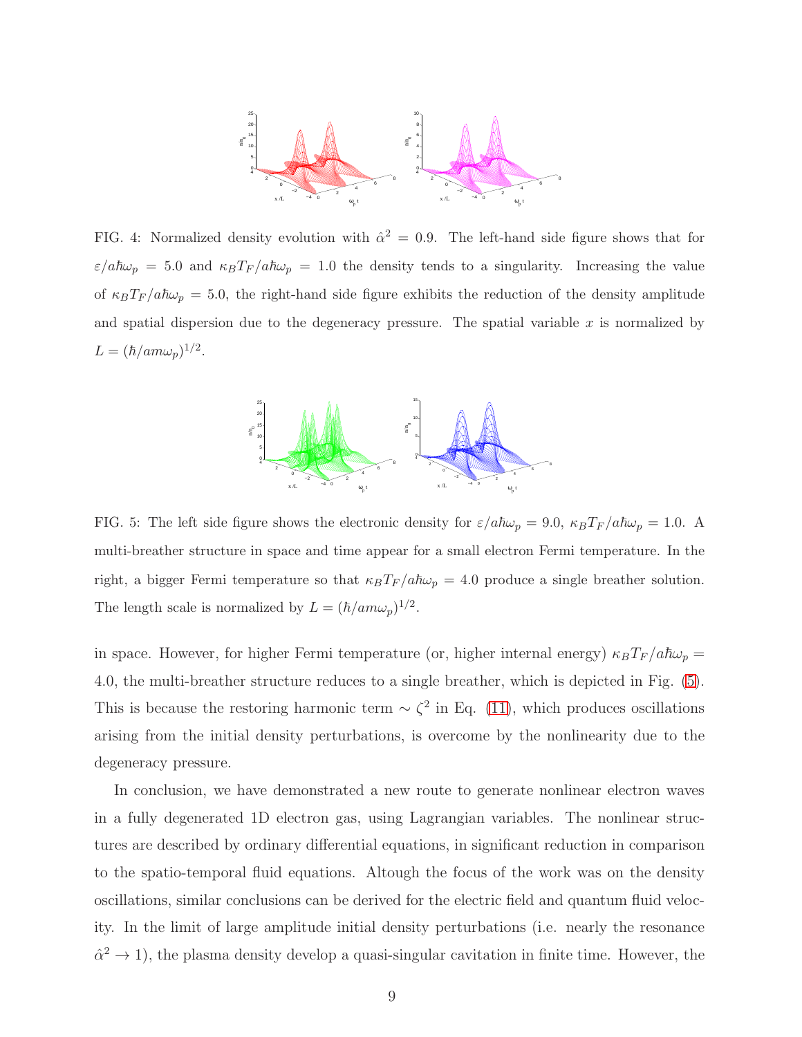FIG. 4: Normalized density evolution with $\hat{\alpha}^2 = 0.9$. The left-hand side figure shows that for $\varepsilon/a\hbar\omega_p = 5.0$ and $\kappa_B T_F/a\hbar\omega_p = 1.0$ the density tends to a singularity. Increasing the value of $\kappa_B T_F/a\hbar\omega_p = 5.0$, the right-hand side figure exhibits the reduction of the density amplitude and spatial dispersion due to the degeneracy pressure. The spatial variable $x$ is normalized by $L = (\hbar/am\omega_p)^{1/2}$.

FIG. 5: The left side figure shows the electronic density for $\varepsilon/a\hbar\omega_p = 9.0$, $\kappa_B T_F/a\hbar\omega_p = 1.0$. A multi-breather structure in space and time appear for a small electron Fermi temperature. In the right, a bigger Fermi temperature so that $\kappa_B T_F/a\hbar\omega_p = 4.0$ produce a single breather solution. The length scale is normalized by $L = (\hbar/am\omega_p)^{1/2}$.

in space. However, for higher Fermi temperature (or, higher internal energy) $\kappa_B T_F/a\hbar\omega_p = 4.0$, the multi-breather structure reduces to a single breather, which is depicted in Fig. (5). This is because the restoring harmonic term $\sim \zeta^2$ in Eq. (11), which produces oscillations arising from the initial density perturbations, is overcome by the nonlinearity due to the degeneracy pressure.

In conclusion, we have demonstrated a new route to generate nonlinear electron waves in a fully degenerated 1D electron gas, using Lagrangian variables. The nonlinear structures are described by ordinary differential equations, in significant reduction in comparison to the spatio-temporal fluid equations. Altough the focus of the work was on the density oscillations, similar conclusions can be derived for the electric field and quantum fluid velocity. In the limit of large amplitude initial density perturbations (i.e. nearly the resonance $\hat{\alpha}^2 \to 1$), the plasma density develop a quasi-singular cavitation in finite time. However, the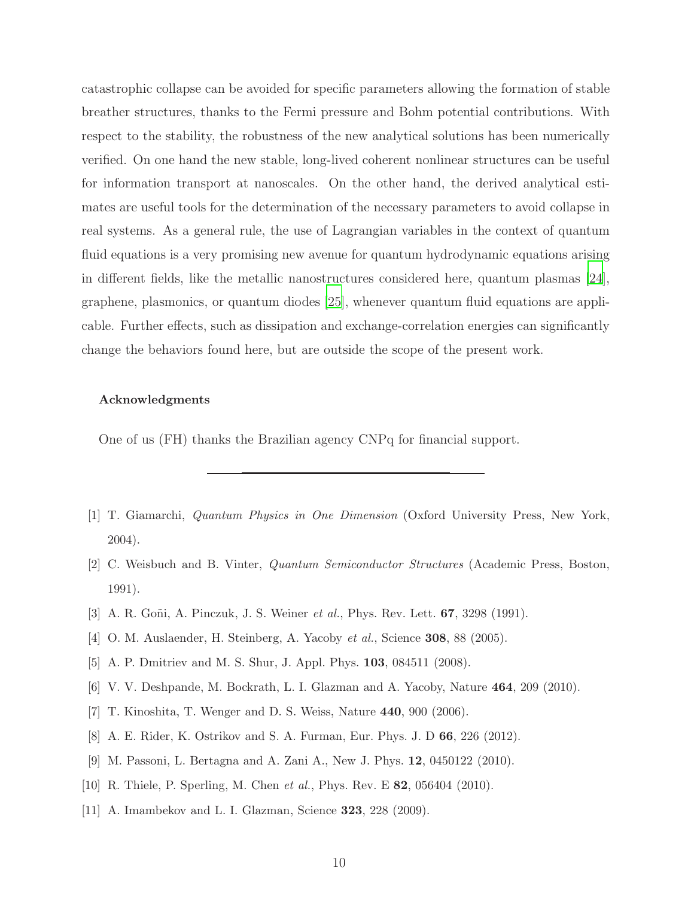catastrophic collapse can be avoided for specific parameters allowing the formation of stable breather structures, thanks to the Fermi pressure and Bohm potential contributions. With respect to the stability, the robustness of the new analytical solutions has been numerically verified. On one hand the new stable, long-lived coherent nonlinear structures can be useful for information transport at nanoscales. On the other hand, the derived analytical estimates are useful tools for the determination of the necessary parameters to avoid collapse in real systems. As a general rule, the use of Lagrangian variables in the context of quantum fluid equations is a very promising new avenue for quantum hydrodynamic equations arising in different fields, like the metallic nanostructures considered here, quantum plasmas [24], graphene, plasmonics, or quantum diodes [25], whenever quantum fluid equations are applicable. Further effects, such as dissipation and exchange-correlation energies can significantly change the behaviors found here, but are outside the scope of the present work.

### Acknowledgments

One of us (FH) thanks the Brazilian agency CNPq for financial support.

---

[1] T. Giamarchi, *Quantum Physics in One Dimension* (Oxford University Press, New York, 2004).

[2] C. Weisbuch and B. Vinter, *Quantum Semiconductor Structures* (Academic Press, Boston, 1991).

[3] A. R. Goñi, A. Pinczuk, J. S. Weiner *et al.*, Phys. Rev. Lett. **67**, 3298 (1991).

[4] O. M. Auslaender, H. Steinberg, A. Yacoby *et al.*, Science **308**, 88 (2005).

[5] A. P. Dmitriev and M. S. Shur, J. Appl. Phys. **103**, 084511 (2008).

[6] V. V. Deshpande, M. Bockrath, L. I. Glazman and A. Yacoby, Nature **464**, 209 (2010).

[7] T. Kinoshita, T. Wenger and D. S. Weiss, Nature **440**, 900 (2006).

[8] A. E. Rider, K. Ostrikov and S. A. Furman, Eur. Phys. J. D **66**, 226 (2012).

[9] M. Passoni, L. Bertagna and A. Zani A., New J. Phys. **12**, 0450122 (2010).

[10] R. Thiele, P. Sperling, M. Chen *et al.*, Phys. Rev. E **82**, 056404 (2010).

[11] A. Imambekov and L. I. Glazman, Science **323**, 228 (2009).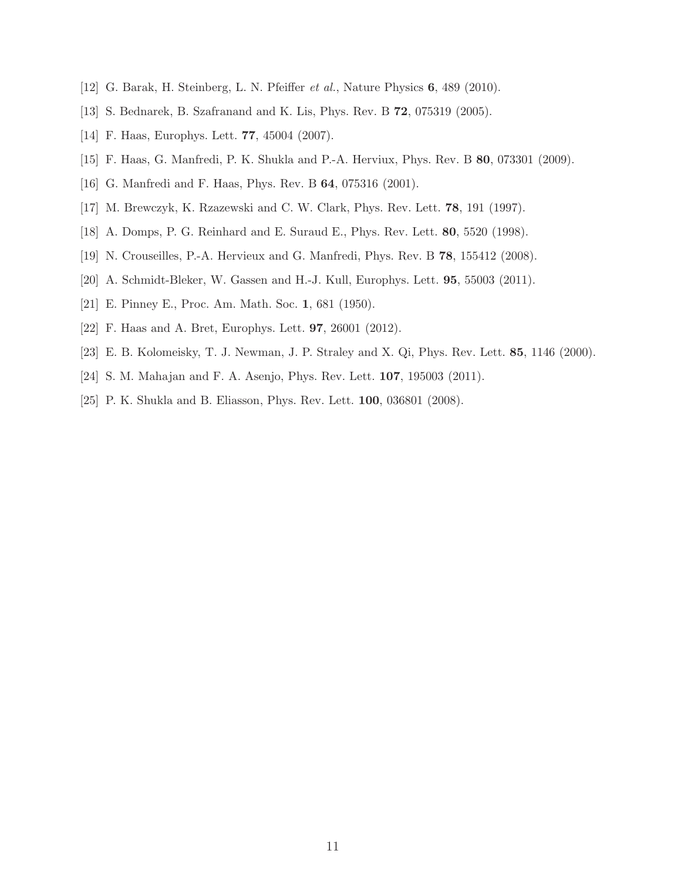[12] G. Barak, H. Steinberg, L. N. Pfeiffer *et al.*, Nature Physics **6**, 489 (2010).

[13] S. Bednarek, B. Szafranand and K. Lis, Phys. Rev. B **72**, 075319 (2005).

[14] F. Haas, Europhys. Lett. **77**, 45004 (2007).

[15] F. Haas, G. Manfredi, P. K. Shukla and P.-A. Herviux, Phys. Rev. B **80**, 073301 (2009).

[16] G. Manfredi and F. Haas, Phys. Rev. B **64**, 075316 (2001).

[17] M. Brewczyk, K. Rzazewski and C. W. Clark, Phys. Rev. Lett. **78**, 191 (1997).

[18] A. Domps, P. G. Reinhard and E. Suraud E., Phys. Rev. Lett. **80**, 5520 (1998).

[19] N. Crouseilles, P.-A. Hervieux and G. Manfredi, Phys. Rev. B **78**, 155412 (2008).

[20] A. Schmidt-Bleker, W. Gassen and H.-J. Kull, Europhys. Lett. **95**, 55003 (2011).

[21] E. Pinney E., Proc. Am. Math. Soc. **1**, 681 (1950).

[22] F. Haas and A. Bret, Europhys. Lett. **97**, 26001 (2012).

[23] E. B. Kolomeisky, T. J. Newman, J. P. Straley and X. Qi, Phys. Rev. Lett. **85**, 1146 (2000).

[24] S. M. Mahajan and F. A. Asenjo, Phys. Rev. Lett. **107**, 195003 (2011).

[25] P. K. Shukla and B. Eliasson, Phys. Rev. Lett. **100**, 036801 (2008).